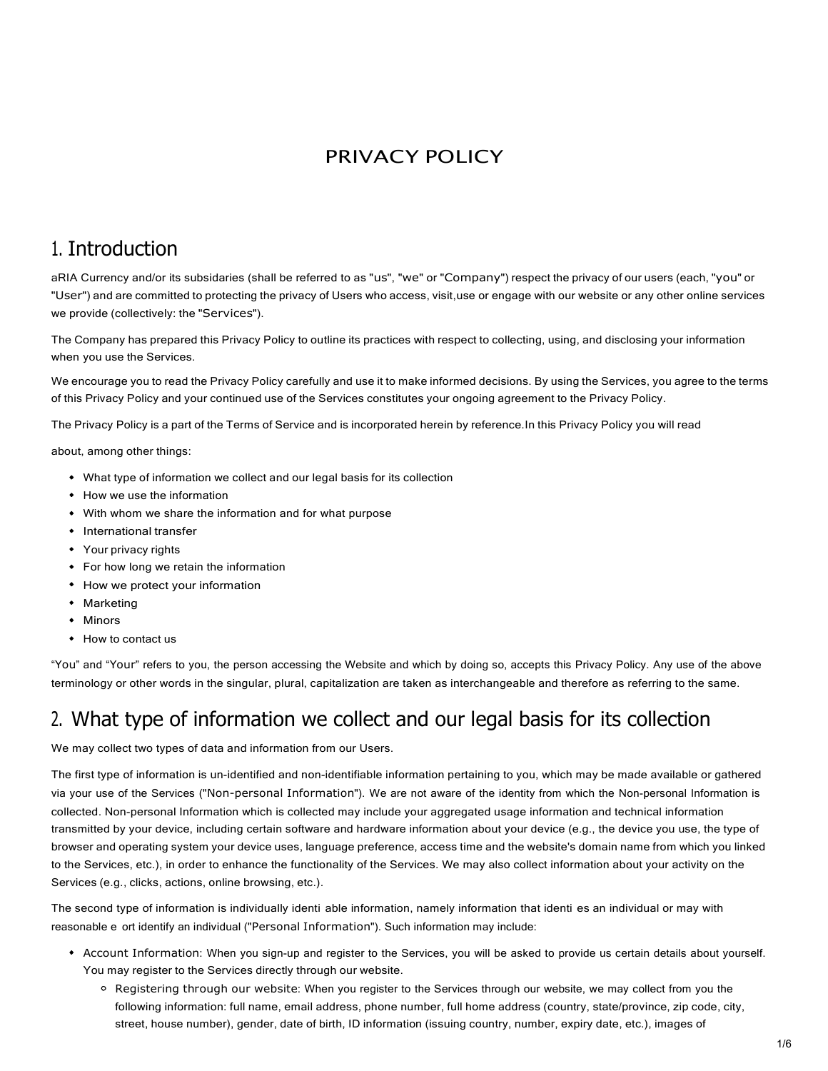# PRIVACY POLICY

## 1. Introduction

aRIA Currency and/or its subsidaries (shall be referred to as "us", "we" or "Company") respect the privacy of our users (each, "you" or "User") and are committed to protecting the privacy of Users who access, visit,use or engage with our website or any other online services we provide (collectively: the "Services").

The Company has prepared this Privacy Policy to outline its practices with respect to collecting, using, and disclosing your information when you use the Services.

We encourage you to read the Privacy Policy carefully and use it to make informed decisions. By using the Services, you agree to the terms of this Privacy Policy and your continued use of the Services constitutes your ongoing agreement to the Privacy Policy.

The Privacy Policy is a part of the Terms of Service and is incorporated herein by reference.In this Privacy Policy you will read

about, among other things:

- What type of information we collect and our legal basis for its collection
- How we use the information
- With whom we share the information and for what purpose
- International transfer
- Your privacy rights
- For how long we retain the information
- How we protect your information
- Marketing
- Minors
- How to contact us

"You" and "Your" refers to you, the person accessing the Website and which by doing so, accepts this Privacy Policy. Any use of the above terminology or other words in the singular, plural, capitalization are taken as interchangeable and therefore as referring to the same.

## 2. What type of information we collect and our legal basis for its collection

We may collect two types of data and information from our Users.

The first type of information is un-identified and non-identifiable information pertaining to you, which may be made available or gathered via your use of the Services ("Non-personal Information"). We are not aware of the identity from which the Non-personal Information is collected. Non-personal Information which is collected may include your aggregated usage information and technical information transmitted by your device, including certain software and hardware information about your device (e.g., the device you use, the type of browser and operating system your device uses, language preference, access time and the website's domain name from which you linked to the Services, etc.), in order to enhance the functionality of the Services. We may also collect information about your activity on the Services (e.g., clicks, actions, online browsing, etc.).

The second type of information is individually identi able information, namely information that identi es an individual or may with reasonable e ort identify an individual ("Personal Information"). Such information may include:

- Account Information: When you sign-up and register to the Services, you will be asked to provide us certain details about yourself. You may register to the Services directly through our website.
  - Registering through our website: When you register to the Services through our website, we may collect from you the following information: full name, email address, phone number, full home address (country, state/province, zip code, city, street, house number), gender, date of birth, ID information (issuing country, number, expiry date, etc.), images of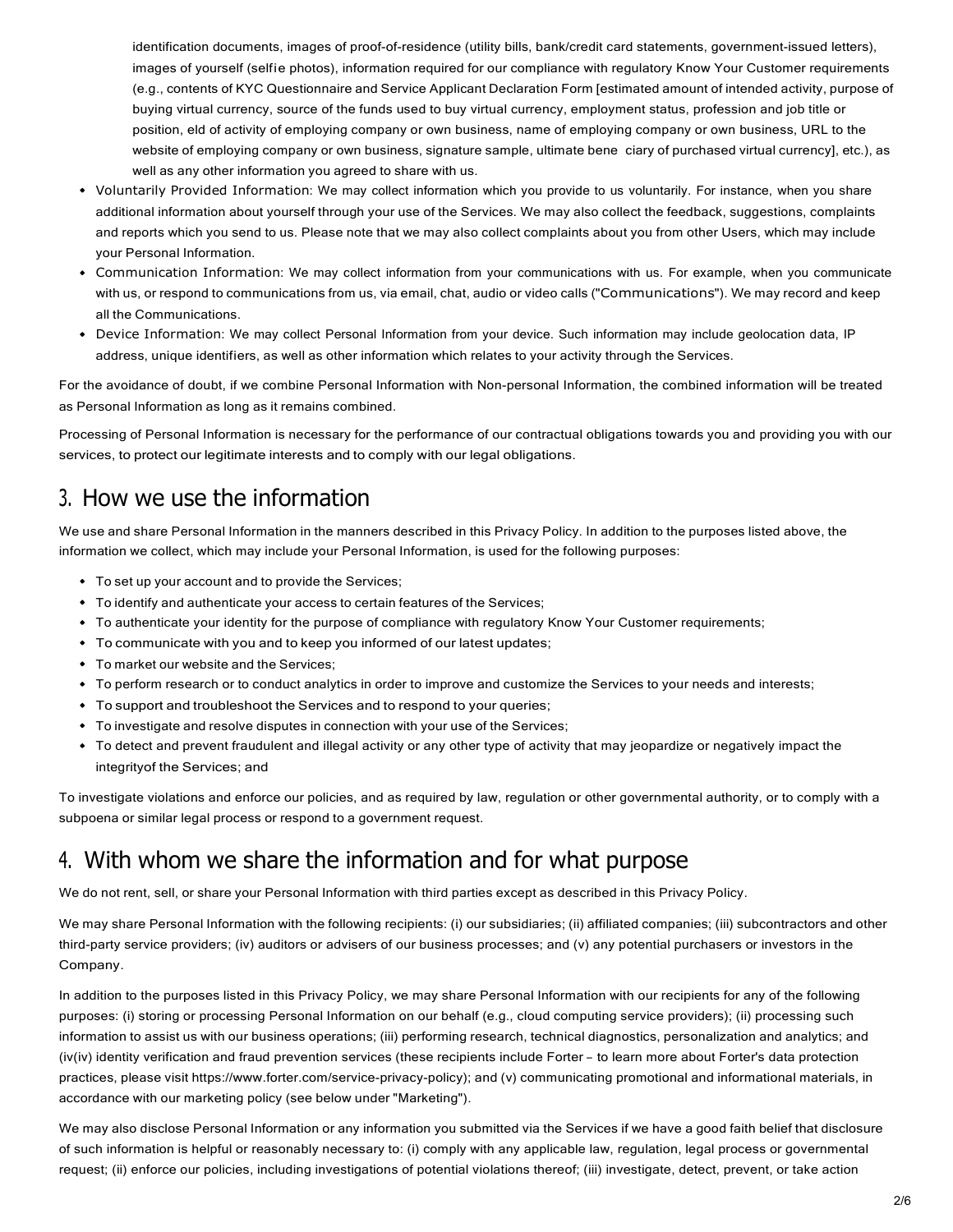identification documents, images of proof-of-residence (utility bills, bank/credit card statements, government-issued letters), images of yourself (selfie photos), information required for our compliance with regulatory Know Your Customer requirements (e.g., contents of KYC Questionnaire and Service Applicant Declaration Form [estimated amount of intended activity, purpose of buying virtual currency, source of the funds used to buy virtual currency, employment status, profession and job title or position, eld of activity of employing company or own business, name of employing company or own business, URL to the website of employing company or own business, signature sample, ultimate bene ciary of purchased virtual currency], etc.), as well as any other information you agreed to share with us.

- Voluntarily Provided Information: We may collect information which you provide to us voluntarily. For instance, when you share additional information about yourself through your use of the Services. We may also collect the feedback, suggestions, complaints and reports which you send to us. Please note that we may also collect complaints about you from other Users, which may include your Personal Information.
- Communication Information: We may collect information from your communications with us. For example, when you communicate with us, or respond to communications from us, via email, chat, audio or video calls ("Communications"). We may record and keep all the Communications.
- Device Information: We may collect Personal Information from your device. Such information may include geolocation data, IP address, unique identifiers, as well as other information which relates to your activity through the Services.

For the avoidance of doubt, if we combine Personal Information with Non-personal Information, the combined information will be treated as Personal Information as long as it remains combined.

Processing of Personal Information is necessary for the performance of our contractual obligations towards you and providing you with our services, to protect our legitimate interests and to comply with our legal obligations.

## 3. How we use the information

We use and share Personal Information in the manners described in this Privacy Policy. In addition to the purposes listed above, the information we collect, which may include your Personal Information, is used for the following purposes:

- To set up your account and to provide the Services;
- To identify and authenticate your access to certain features of the Services;
- To authenticate your identity for the purpose of compliance with regulatory Know Your Customer requirements;
- To communicate with you and to keep you informed of our latest updates;
- To market our website and the Services;
- To perform research or to conduct analytics in order to improve and customize the Services to your needs and interests;
- To support and troubleshoot the Services and to respond to your queries;
- To investigate and resolve disputes in connection with your use of the Services;
- To detect and prevent fraudulent and illegal activity or any other type of activity that may jeopardize or negatively impact the integrityof the Services; and

To investigate violations and enforce our policies, and as required by law, regulation or other governmental authority, or to comply with a subpoena or similar legal process or respond to a government request.

## 4. With whom we share the information and for what purpose

We do not rent, sell, or share your Personal Information with third parties except as described in this Privacy Policy.

We may share Personal Information with the following recipients: (i) our subsidiaries; (ii) affiliated companies; (iii) subcontractors and other third-party service providers; (iv) auditors or advisers of our business processes; and (v) any potential purchasers or investors in the Company.

In addition to the purposes listed in this Privacy Policy, we may share Personal Information with our recipients for any of the following purposes: (i) storing or processing Personal Information on our behalf (e.g., cloud computing service providers); (ii) processing such information to assist us with our business operations; (iii) performing research, technical diagnostics, personalization and analytics; and (iv(iv) identity verification and fraud prevention services (these recipients include Forter – to learn more about Forter's data protection practices, please visit https://www.forter.com/service-privacy-policy); and (v) communicating promotional and informational materials, in accordance with our marketing policy (see below under "Marketing").

We may also disclose Personal Information or any information you submitted via the Services if we have a good faith belief that disclosure of such information is helpful or reasonably necessary to: (i) comply with any applicable law, regulation, legal process or governmental request; (ii) enforce our policies, including investigations of potential violations thereof; (iii) investigate, detect, prevent, or take action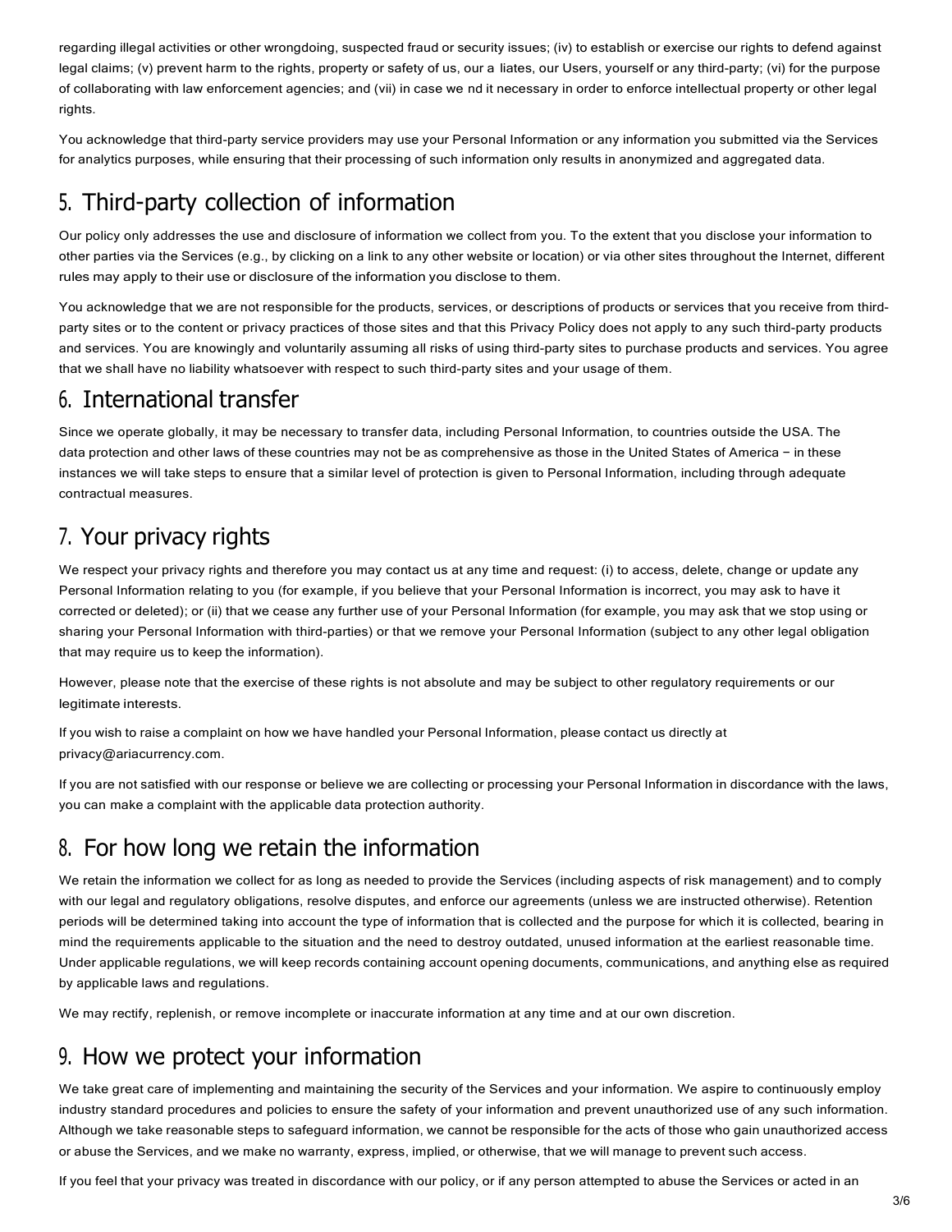regarding illegal activities or other wrongdoing, suspected fraud or security issues; (iv) to establish or exercise our rights to defend against legal claims; (v) prevent harm to the rights, property or safety of us, our a liates, our Users, yourself or any third-party; (vi) for the purpose of collaborating with law enforcement agencies; and (vii) in case we nd it necessary in order to enforce intellectual property or other legal rights.

You acknowledge that third-party service providers may use your Personal Information or any information you submitted via the Services for analytics purposes, while ensuring that their processing of such information only results in anonymized and aggregated data.

## 5. Third-party collection of information

Our policy only addresses the use and disclosure of information we collect from you. To the extent that you disclose your information to other parties via the Services (e.g., by clicking on a link to any other website or location) or via other sites throughout the Internet, different rules may apply to their use or disclosure of the information you disclose to them.

You acknowledge that we are not responsible for the products, services, or descriptions of products or services that you receive from third-party sites or to the content or privacy practices of those sites and that this Privacy Policy does not apply to any such third-party products and services. You are knowingly and voluntarily assuming all risks of using third-party sites to purchase products and services. You agree that we shall have no liability whatsoever with respect to such third-party sites and your usage of them.

## 6. International transfer

Since we operate globally, it may be necessary to transfer data, including Personal Information, to countries outside the USA. The data protection and other laws of these countries may not be as comprehensive as those in the United States of America − in these instances we will take steps to ensure that a similar level of protection is given to Personal Information, including through adequate contractual measures.

## 7. Your privacy rights

We respect your privacy rights and therefore you may contact us at any time and request: (i) to access, delete, change or update any Personal Information relating to you (for example, if you believe that your Personal Information is incorrect, you may ask to have it corrected or deleted); or (ii) that we cease any further use of your Personal Information (for example, you may ask that we stop using or sharing your Personal Information with third-parties) or that we remove your Personal Information (subject to any other legal obligation that may require us to keep the information).

However, please note that the exercise of these rights is not absolute and may be subject to other regulatory requirements or our legitimate interests.

If you wish to raise a complaint on how we have handled your Personal Information, please contact us directly at privacy@ariacurrency.com.

If you are not satisfied with our response or believe we are collecting or processing your Personal Information in discordance with the laws, you can make a complaint with the applicable data protection authority.

## 8. For how long we retain the information

We retain the information we collect for as long as needed to provide the Services (including aspects of risk management) and to comply with our legal and regulatory obligations, resolve disputes, and enforce our agreements (unless we are instructed otherwise). Retention periods will be determined taking into account the type of information that is collected and the purpose for which it is collected, bearing in mind the requirements applicable to the situation and the need to destroy outdated, unused information at the earliest reasonable time. Under applicable regulations, we will keep records containing account opening documents, communications, and anything else as required by applicable laws and regulations.

We may rectify, replenish, or remove incomplete or inaccurate information at any time and at our own discretion.

## 9. How we protect your information

We take great care of implementing and maintaining the security of the Services and your information. We aspire to continuously employ industry standard procedures and policies to ensure the safety of your information and prevent unauthorized use of any such information. Although we take reasonable steps to safeguard information, we cannot be responsible for the acts of those who gain unauthorized access or abuse the Services, and we make no warranty, express, implied, or otherwise, that we will manage to prevent such access.

If you feel that your privacy was treated in discordance with our policy, or if any person attempted to abuse the Services or acted in an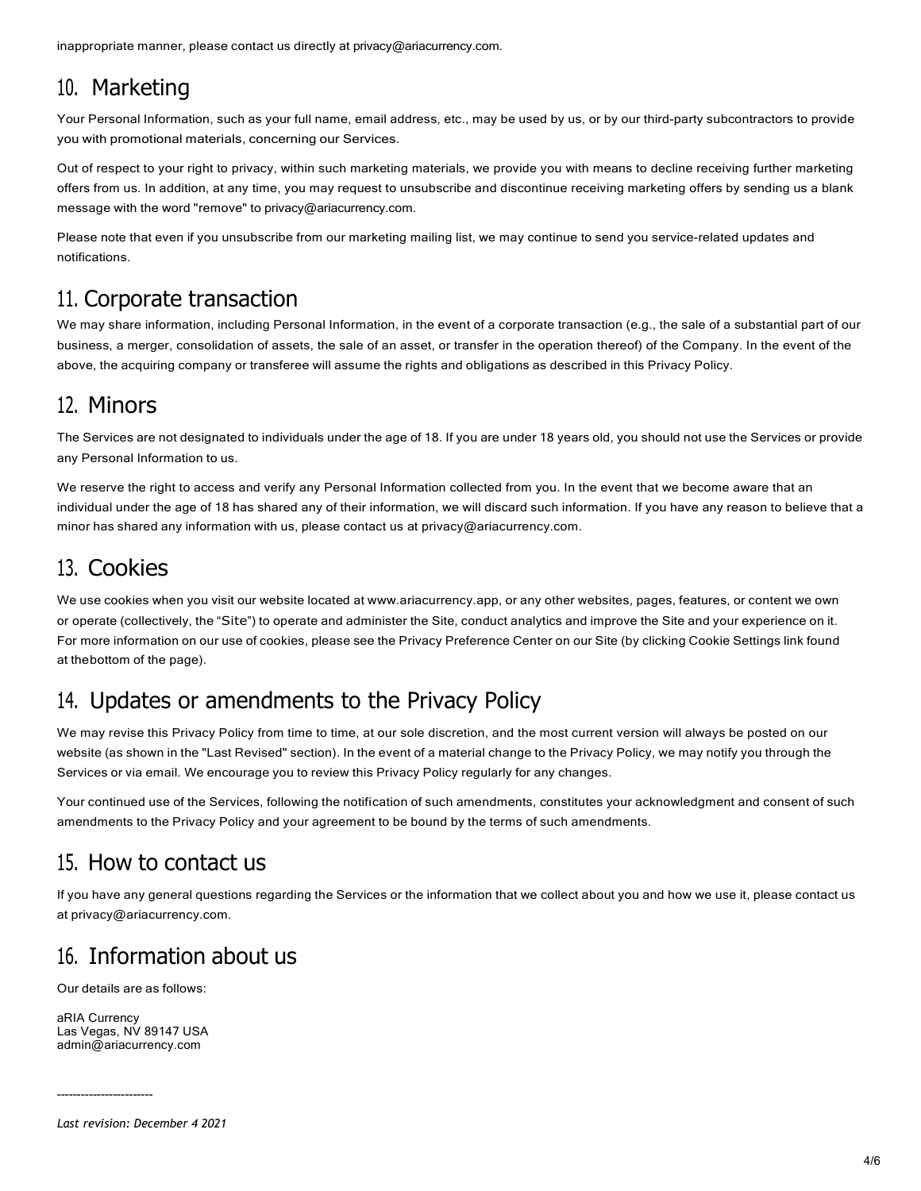inappropriate manner, please contact us directly at privacy@ariacurrency.com.

## 10. Marketing

Your Personal Information, such as your full name, email address, etc., may be used by us, or by our third-party subcontractors to provide you with promotional materials, concerning our Services.

Out of respect to your right to privacy, within such marketing materials, we provide you with means to decline receiving further marketing offers from us. In addition, at any time, you may request to unsubscribe and discontinue receiving marketing offers by sending us a blank message with the word "remove" to privacy@ariacurrency.com.

Please note that even if you unsubscribe from our marketing mailing list, we may continue to send you service-related updates and notifications.

## 11. Corporate transaction

We may share information, including Personal Information, in the event of a corporate transaction (e.g., the sale of a substantial part of our business, a merger, consolidation of assets, the sale of an asset, or transfer in the operation thereof) of the Company. In the event of the above, the acquiring company or transferee will assume the rights and obligations as described in this Privacy Policy.

## 12. Minors

The Services are not designated to individuals under the age of 18. If you are under 18 years old, you should not use the Services or provide any Personal Information to us.

We reserve the right to access and verify any Personal Information collected from you. In the event that we become aware that an individual under the age of 18 has shared any of their information, we will discard such information. If you have any reason to believe that a minor has shared any information with us, please contact us at privacy@ariacurrency.com.

## 13. Cookies

We use cookies when you visit our website located at www.ariacurrency.app, or any other websites, pages, features, or content we own or operate (collectively, the "Site") to operate and administer the Site, conduct analytics and improve the Site and your experience on it. For more information on our use of cookies, please see the Privacy Preference Center on our Site (by clicking Cookie Settings link found at thebottom of the page).

## 14. Updates or amendments to the Privacy Policy

We may revise this Privacy Policy from time to time, at our sole discretion, and the most current version will always be posted on our website (as shown in the "Last Revised" section). In the event of a material change to the Privacy Policy, we may notify you through the Services or via email. We encourage you to review this Privacy Policy regularly for any changes.

Your continued use of the Services, following the notification of such amendments, constitutes your acknowledgment and consent of such amendments to the Privacy Policy and your agreement to be bound by the terms of such amendments.

## 15. How to contact us

If you have any general questions regarding the Services or the information that we collect about you and how we use it, please contact us at privacy@ariacurrency.com.

## 16. Information about us

Our details are as follows:

aRIA Currency
Las Vegas, NV 89147 USA
admin@ariacurrency.com

------------------------

*Last revision: December 4 2021*